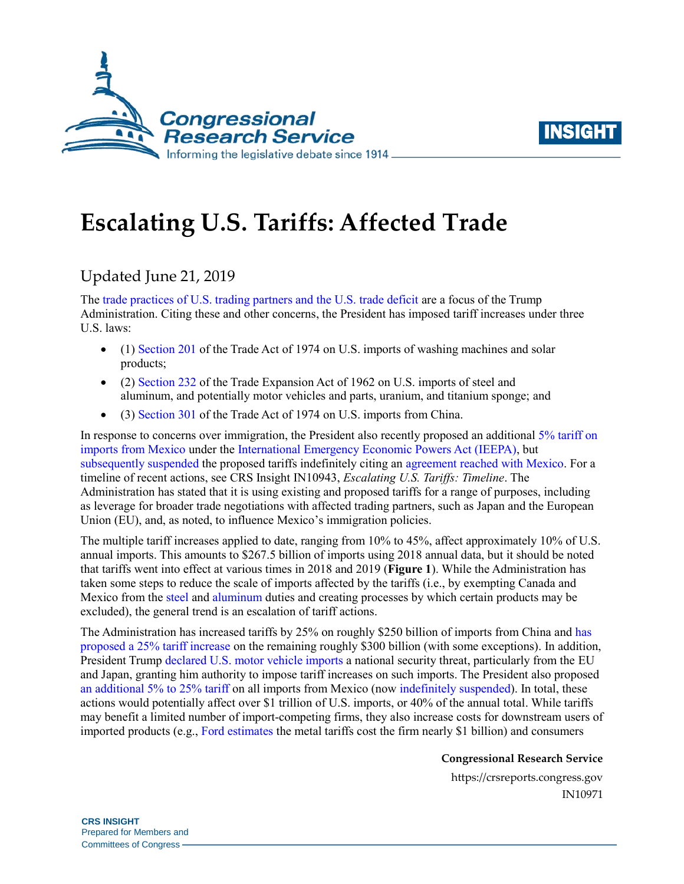# Escalating U.S. Tariffs: Affected Trade

Updated June 21, 2019

The trade practices of U.S. trading partners and the U.S. trade deficit are a focus of the Trump Administration. Citing these and other concerns, the President has imposed tariff increases under three U.S. laws:

- (1) Section 201 of the Trade Act of 1974 on U.S. imports of washing machines and solar products;
- (2) Section 232 of the Trade Expansion Act of 1962 on U.S. imports of steel and aluminum, and potentially motor vehicles and parts, uranium, and titanium sponge; and
- (3) Section 301 of the Trade Act of 1974 on U.S. imports from China.

In response to concerns over immigration, the President also recently proposed an additional 5% tariff on imports from Mexico under the International Emergency Economic Powers Act (IEEPA), but subsequently suspended the proposed tariffs indefinitely citing an agreement reached with Mexico. For a timeline of recent actions, see CRS Insight IN10943, *Escalating U.S. Tariffs: Timeline*. The Administration has stated that it is using existing and proposed tariffs for a range of purposes, including as leverage for broader trade negotiations with affected trading partners, such as Japan and the European Union (EU), and, as noted, to influence Mexico's immigration policies.

The multiple tariff increases applied to date, ranging from 10% to 45%, affect approximately 10% of U.S. annual imports. This amounts to $267.5 billion of imports using 2018 annual data, but it should be noted that tariffs went into effect at various times in 2018 and 2019 (**Figure 1**). While the Administration has taken some steps to reduce the scale of imports affected by the tariffs (i.e., by exempting Canada and Mexico from the steel and aluminum duties and creating processes by which certain products may be excluded), the general trend is an escalation of tariff actions.

The Administration has increased tariffs by 25% on roughly $250 billion of imports from China and has proposed a 25% tariff increase on the remaining roughly $300 billion (with some exceptions). In addition, President Trump declared U.S. motor vehicle imports a national security threat, particularly from the EU and Japan, granting him authority to impose tariff increases on such imports. The President also proposed an additional 5% to 25% tariff on all imports from Mexico (now indefinitely suspended). In total, these actions would potentially affect over $1 trillion of U.S. imports, or 40% of the annual total. While tariffs may benefit a limited number of import-competing firms, they also increase costs for downstream users of imported products (e.g., Ford estimates the metal tariffs cost the firm nearly $1 billion) and consumers

**Congressional Research Service**

https://crsreports.congress.gov

IN10971

**CRS INSIGHT**
Prepared for Members and
Committees of Congress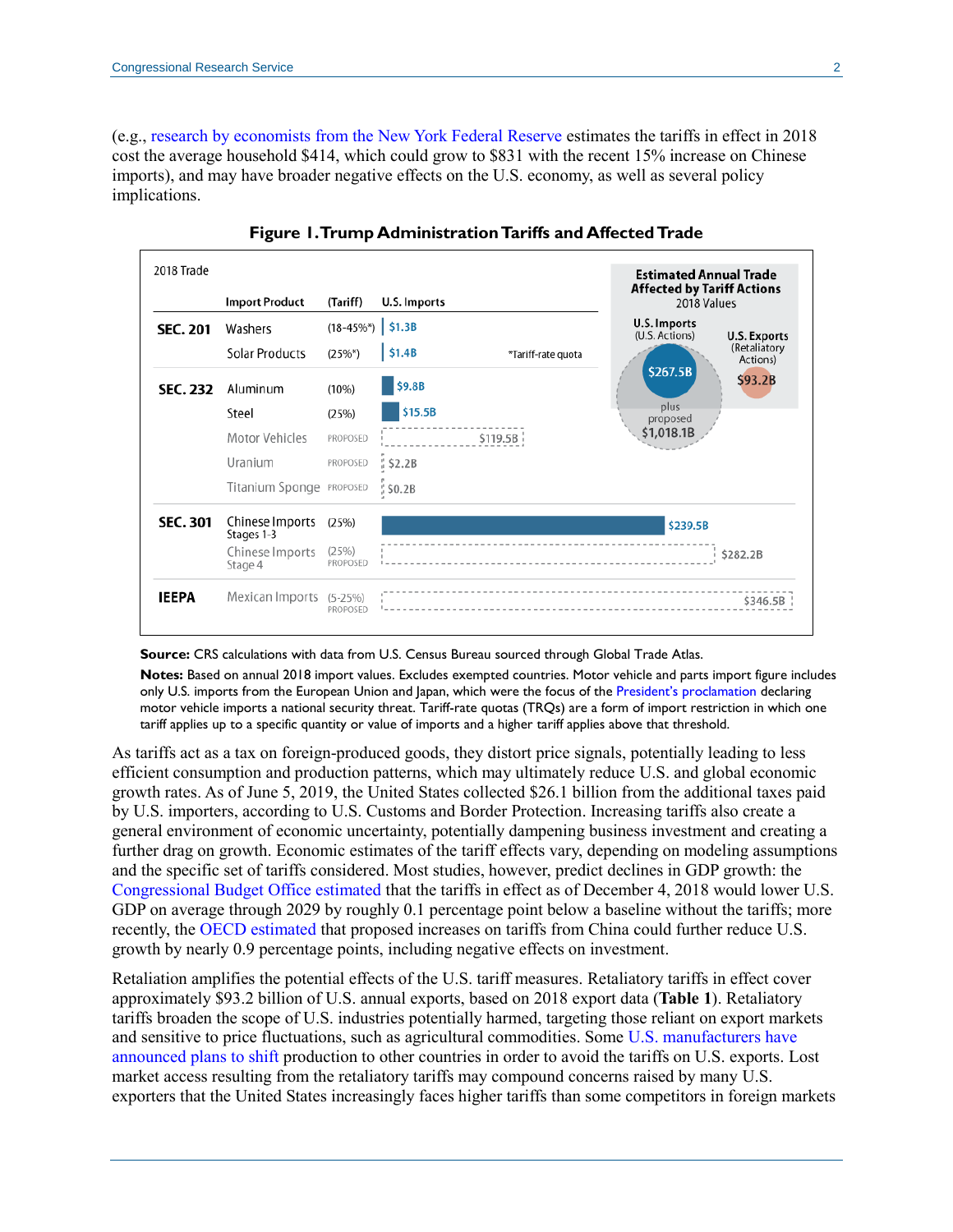(e.g., research by economists from the New York Federal Reserve estimates the tariffs in effect in 2018 cost the average household $414, which could grow to $831 with the recent 15% increase on Chinese imports), and may have broader negative effects on the U.S. economy, as well as several policy implications.

**Figure 1. Trump Administration Tariffs and Affected Trade**

2018 Trade

| | Import Product | (Tariff) | U.S. Imports |
|---|---|---|---|
| **SEC. 201** | Washers | (18-45%*) | $1.3B |
| | Solar Products | (25%*) | $1.4B |
| **SEC. 232** | Aluminum | (10%) | $9.8B |
| | Steel | (25%) | $15.5B |
| | Motor Vehicles | PROPOSED | $119.5B |
| | Uranium | PROPOSED | $2.2B |
| | Titanium Sponge | PROPOSED | $0.2B |
| **SEC. 301** | Chinese Imports Stages 1-3 | (25%) | $239.5B |
| | Chinese Imports Stage 4 | (25%) PROPOSED | $282.2B |
| **IEEPA** | Mexican Imports | (5-25%) PROPOSED | $346.5B |

*Tariff-rate quota

**Estimated Annual Trade Affected by Tariff Actions**
2018 Values

| U.S. Imports (U.S. Actions) | U.S. Exports (Retaliatory Actions) |
|---|---|
| $267.5B plus proposed $1,018.1B | $93.2B |

**Source:** CRS calculations with data from U.S. Census Bureau sourced through Global Trade Atlas.

**Notes:** Based on annual 2018 import values. Excludes exempted countries. Motor vehicle and parts import figure includes only U.S. imports from the European Union and Japan, which were the focus of the President's proclamation declaring motor vehicle imports a national security threat. Tariff-rate quotas (TRQs) are a form of import restriction in which one tariff applies up to a specific quantity or value of imports and a higher tariff applies above that threshold.

As tariffs act as a tax on foreign-produced goods, they distort price signals, potentially leading to less efficient consumption and production patterns, which may ultimately reduce U.S. and global economic growth rates. As of June 5, 2019, the United States collected $26.1 billion from the additional taxes paid by U.S. importers, according to U.S. Customs and Border Protection. Increasing tariffs also create a general environment of economic uncertainty, potentially dampening business investment and creating a further drag on growth. Economic estimates of the tariff effects vary, depending on modeling assumptions and the specific set of tariffs considered. Most studies, however, predict declines in GDP growth: the Congressional Budget Office estimated that the tariffs in effect as of December 4, 2018 would lower U.S. GDP on average through 2029 by roughly 0.1 percentage point below a baseline without the tariffs; more recently, the OECD estimated that proposed increases on tariffs from China could further reduce U.S. growth by nearly 0.9 percentage points, including negative effects on investment.

Retaliation amplifies the potential effects of the U.S. tariff measures. Retaliatory tariffs in effect cover approximately $93.2 billion of U.S. annual exports, based on 2018 export data (**Table 1**). Retaliatory tariffs broaden the scope of U.S. industries potentially harmed, targeting those reliant on export markets and sensitive to price fluctuations, such as agricultural commodities. Some U.S. manufacturers have announced plans to shift production to other countries in order to avoid the tariffs on U.S. exports. Lost market access resulting from the retaliatory tariffs may compound concerns raised by many U.S. exporters that the United States increasingly faces higher tariffs than some competitors in foreign markets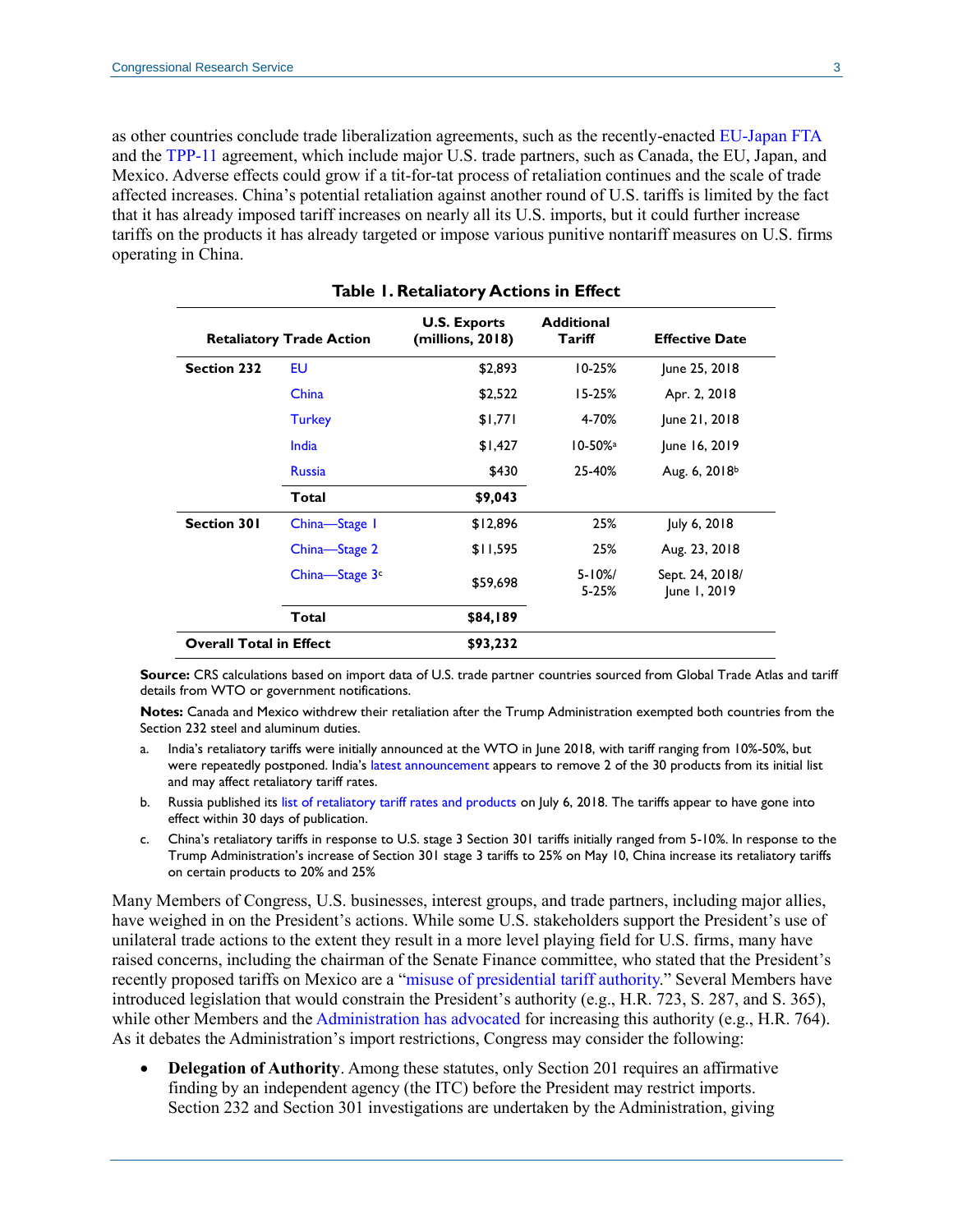as other countries conclude trade liberalization agreements, such as the recently-enacted EU-Japan FTA and the TPP-11 agreement, which include major U.S. trade partners, such as Canada, the EU, Japan, and Mexico. Adverse effects could grow if a tit-for-tat process of retaliation continues and the scale of trade affected increases. China's potential retaliation against another round of U.S. tariffs is limited by the fact that it has already imposed tariff increases on nearly all its U.S. imports, but it could further increase tariffs on the products it has already targeted or impose various punitive nontariff measures on U.S. firms operating in China.

**Table 1. Retaliatory Actions in Effect**

| Retaliatory Trade Action | | U.S. Exports (millions, 2018) | Additional Tariff | Effective Date |
|---|---|---|---|---|
| **Section 232** | EU | $2,893 | 10-25% | June 25, 2018 |
| | China | $2,522 | 15-25% | Apr. 2, 2018 |
| | Turkey | $1,771 | 4-70% | June 21, 2018 |
| | India | $1,427 | 10-50%[a] | June 16, 2019 |
| | Russia | $430 | 25-40% | Aug. 6, 2018[b] |
| | **Total** | **$9,043** | | |
| **Section 301** | China—Stage 1 | $12,896 | 25% | July 6, 2018 |
| | China—Stage 2 | $11,595 | 25% | Aug. 23, 2018 |
| | China—Stage 3[c] | $59,698 | 5-10%/ 5-25% | Sept. 24, 2018/ June 1, 2019 |
| | **Total** | **$84,189** | | |
| **Overall Total in Effect** | | **$93,232** | | |

**Source:** CRS calculations based on import data of U.S. trade partner countries sourced from Global Trade Atlas and tariff details from WTO or government notifications.

**Notes:** Canada and Mexico withdrew their retaliation after the Trump Administration exempted both countries from the Section 232 steel and aluminum duties.

a. India's retaliatory tariffs were initially announced at the WTO in June 2018, with tariff ranging from 10%-50%, but were repeatedly postponed. India's latest announcement appears to remove 2 of the 30 products from its initial list and may affect retaliatory tariff rates.

b. Russia published its list of retaliatory tariff rates and products on July 6, 2018. The tariffs appear to have gone into effect within 30 days of publication.

c. China's retaliatory tariffs in response to U.S. stage 3 Section 301 tariffs initially ranged from 5-10%. In response to the Trump Administration's increase of Section 301 stage 3 tariffs to 25% on May 10, China increase its retaliatory tariffs on certain products to 20% and 25%

Many Members of Congress, U.S. businesses, interest groups, and trade partners, including major allies, have weighed in on the President's actions. While some U.S. stakeholders support the President's use of unilateral trade actions to the extent they result in a more level playing field for U.S. firms, many have raised concerns, including the chairman of the Senate Finance committee, who stated that the President's recently proposed tariffs on Mexico are a "misuse of presidential tariff authority." Several Members have introduced legislation that would constrain the President's authority (e.g., H.R. 723, S. 287, and S. 365), while other Members and the Administration has advocated for increasing this authority (e.g., H.R. 764). As it debates the Administration's import restrictions, Congress may consider the following:

- **Delegation of Authority**. Among these statutes, only Section 201 requires an affirmative finding by an independent agency (the ITC) before the President may restrict imports. Section 232 and Section 301 investigations are undertaken by the Administration, giving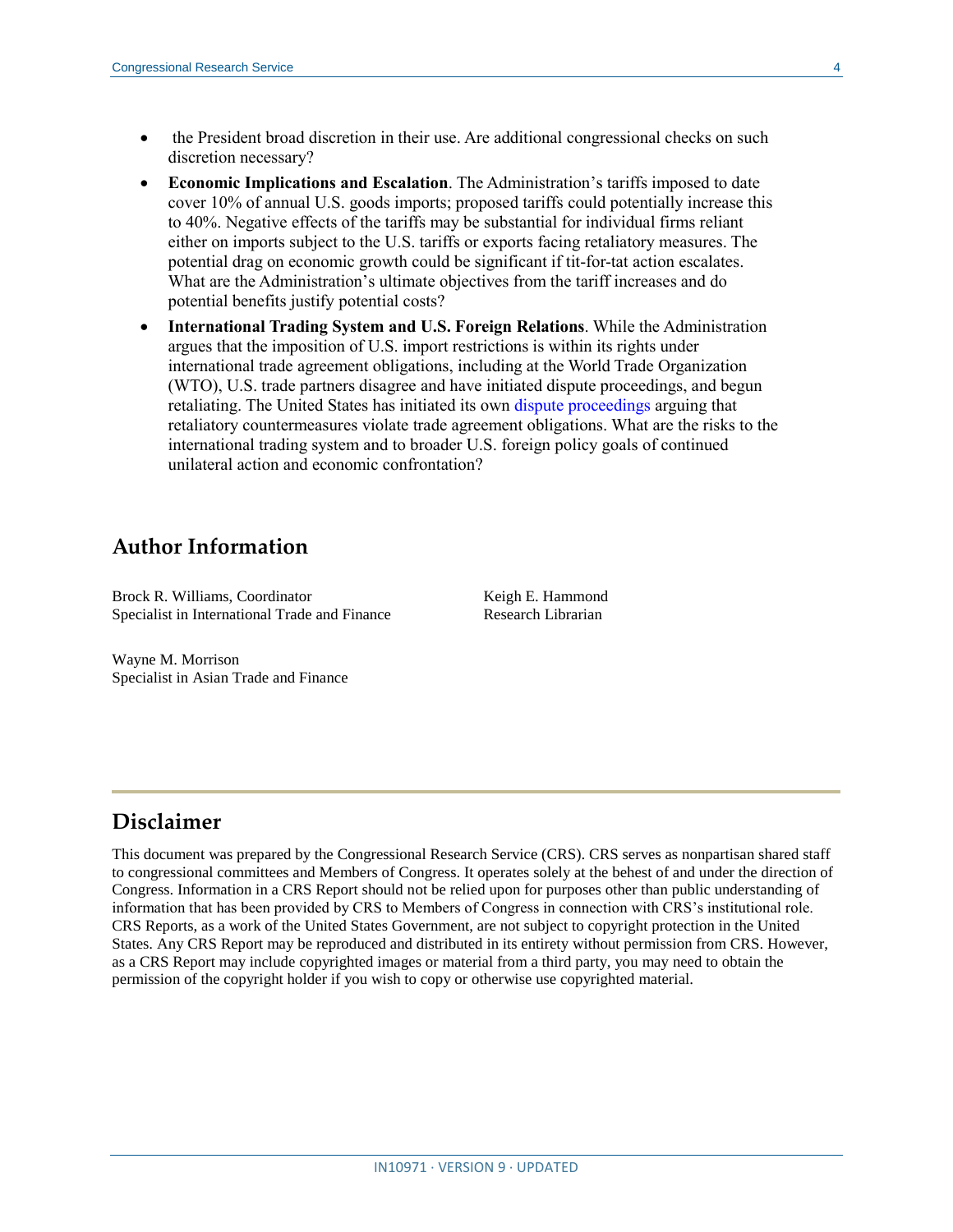- the President broad discretion in their use. Are additional congressional checks on such discretion necessary?
- **Economic Implications and Escalation**. The Administration's tariffs imposed to date cover 10% of annual U.S. goods imports; proposed tariffs could potentially increase this to 40%. Negative effects of the tariffs may be substantial for individual firms reliant either on imports subject to the U.S. tariffs or exports facing retaliatory measures. The potential drag on economic growth could be significant if tit-for-tat action escalates. What are the Administration's ultimate objectives from the tariff increases and do potential benefits justify potential costs?
- **International Trading System and U.S. Foreign Relations**. While the Administration argues that the imposition of U.S. import restrictions is within its rights under international trade agreement obligations, including at the World Trade Organization (WTO), U.S. trade partners disagree and have initiated dispute proceedings, and begun retaliating. The United States has initiated its own dispute proceedings arguing that retaliatory countermeasures violate trade agreement obligations. What are the risks to the international trading system and to broader U.S. foreign policy goals of continued unilateral action and economic confrontation?

## Author Information

Brock R. Williams, Coordinator
Specialist in International Trade and Finance

Keigh E. Hammond
Research Librarian

Wayne M. Morrison
Specialist in Asian Trade and Finance

## Disclaimer

This document was prepared by the Congressional Research Service (CRS). CRS serves as nonpartisan shared staff to congressional committees and Members of Congress. It operates solely at the behest of and under the direction of Congress. Information in a CRS Report should not be relied upon for purposes other than public understanding of information that has been provided by CRS to Members of Congress in connection with CRS's institutional role. CRS Reports, as a work of the United States Government, are not subject to copyright protection in the United States. Any CRS Report may be reproduced and distributed in its entirety without permission from CRS. However, as a CRS Report may include copyrighted images or material from a third party, you may need to obtain the permission of the copyright holder if you wish to copy or otherwise use copyrighted material.